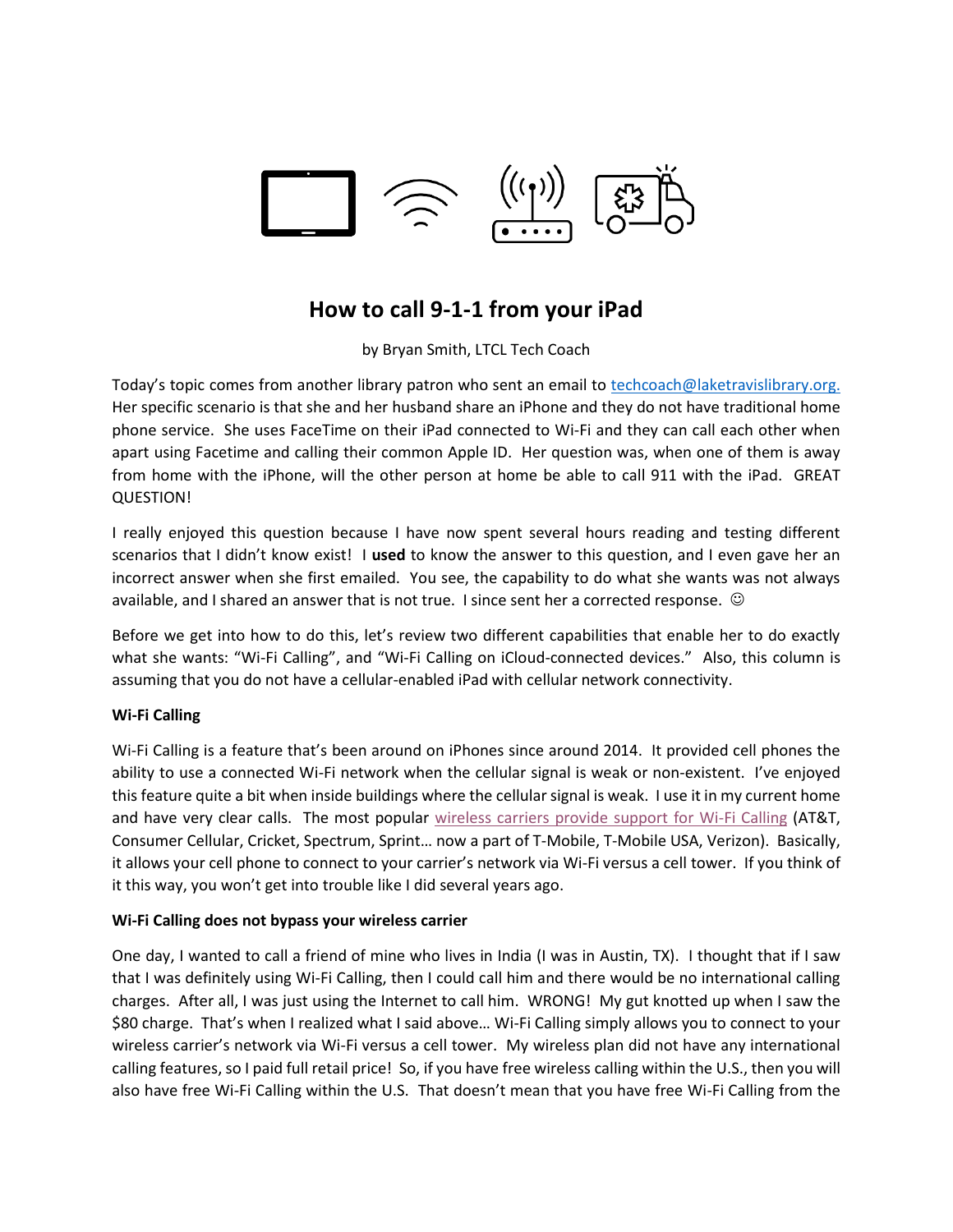# How to call 9-1-1 from your iPad

by Bryan Smith, LTCL Tech Coach

Today's topic comes from another library patron who sent an email to techcoach@laketravislibrary.org. Her specific scenario is that she and her husband share an iPhone and they do not have traditional home phone service. She uses FaceTime on their iPad connected to Wi-Fi and they can call each other when apart using Facetime and calling their common Apple ID. Her question was, when one of them is away from home with the iPhone, will the other person at home be able to call 911 with the iPad. GREAT QUESTION!

I really enjoyed this question because I have now spent several hours reading and testing different scenarios that I didn't know exist! I **used** to know the answer to this question, and I even gave her an incorrect answer when she first emailed. You see, the capability to do what she wants was not always available, and I shared an answer that is not true. I since sent her a corrected response. ☺

Before we get into how to do this, let's review two different capabilities that enable her to do exactly what she wants: "Wi-Fi Calling", and "Wi-Fi Calling on iCloud-connected devices." Also, this column is assuming that you do not have a cellular-enabled iPad with cellular network connectivity.

**Wi-Fi Calling**

Wi-Fi Calling is a feature that's been around on iPhones since around 2014. It provided cell phones the ability to use a connected Wi-Fi network when the cellular signal is weak or non-existent. I've enjoyed this feature quite a bit when inside buildings where the cellular signal is weak. I use it in my current home and have very clear calls. The most popular wireless carriers provide support for Wi-Fi Calling (AT&T, Consumer Cellular, Cricket, Spectrum, Sprint… now a part of T-Mobile, T-Mobile USA, Verizon). Basically, it allows your cell phone to connect to your carrier's network via Wi-Fi versus a cell tower. If you think of it this way, you won't get into trouble like I did several years ago.

**Wi-Fi Calling does not bypass your wireless carrier**

One day, I wanted to call a friend of mine who lives in India (I was in Austin, TX). I thought that if I saw that I was definitely using Wi-Fi Calling, then I could call him and there would be no international calling charges. After all, I was just using the Internet to call him. WRONG! My gut knotted up when I saw the $80 charge. That's when I realized what I said above… Wi-Fi Calling simply allows you to connect to your wireless carrier's network via Wi-Fi versus a cell tower. My wireless plan did not have any international calling features, so I paid full retail price! So, if you have free wireless calling within the U.S., then you will also have free Wi-Fi Calling within the U.S. That doesn't mean that you have free Wi-Fi Calling from the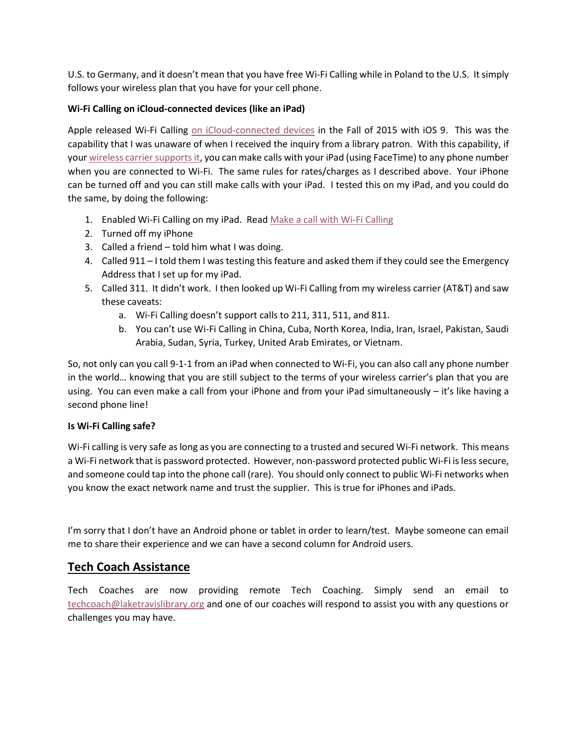U.S. to Germany, and it doesn't mean that you have free Wi-Fi Calling while in Poland to the U.S. It simply follows your wireless plan that you have for your cell phone.

**Wi-Fi Calling on iCloud-connected devices (like an iPad)**

Apple released Wi-Fi Calling on iCloud-connected devices in the Fall of 2015 with iOS 9. This was the capability that I was unaware of when I received the inquiry from a library patron. With this capability, if your wireless carrier supports it, you can make calls with your iPad (using FaceTime) to any phone number when you are connected to Wi-Fi. The same rules for rates/charges as I described above. Your iPhone can be turned off and you can still make calls with your iPad. I tested this on my iPad, and you could do the same, by doing the following:

1. Enabled Wi-Fi Calling on my iPad. Read Make a call with Wi-Fi Calling
2. Turned off my iPhone
3. Called a friend – told him what I was doing.
4. Called 911 – I told them I was testing this feature and asked them if they could see the Emergency Address that I set up for my iPad.
5. Called 311. It didn't work. I then looked up Wi-Fi Calling from my wireless carrier (AT&T) and saw these caveats:
    a. Wi-Fi Calling doesn't support calls to 211, 311, 511, and 811.
    b. You can't use Wi-Fi Calling in China, Cuba, North Korea, India, Iran, Israel, Pakistan, Saudi Arabia, Sudan, Syria, Turkey, United Arab Emirates, or Vietnam.

So, not only can you call 9-1-1 from an iPad when connected to Wi-Fi, you can also call any phone number in the world… knowing that you are still subject to the terms of your wireless carrier's plan that you are using. You can even make a call from your iPhone and from your iPad simultaneously – it's like having a second phone line!

**Is Wi-Fi Calling safe?**

Wi-Fi calling is very safe as long as you are connecting to a trusted and secured Wi-Fi network. This means a Wi-Fi network that is password protected. However, non-password protected public Wi-Fi is less secure, and someone could tap into the phone call (rare). You should only connect to public Wi-Fi networks when you know the exact network name and trust the supplier. This is true for iPhones and iPads.

I'm sorry that I don't have an Android phone or tablet in order to learn/test. Maybe someone can email me to share their experience and we can have a second column for Android users.

## Tech Coach Assistance

Tech Coaches are now providing remote Tech Coaching. Simply send an email to techcoach@laketravislibrary.org and one of our coaches will respond to assist you with any questions or challenges you may have.